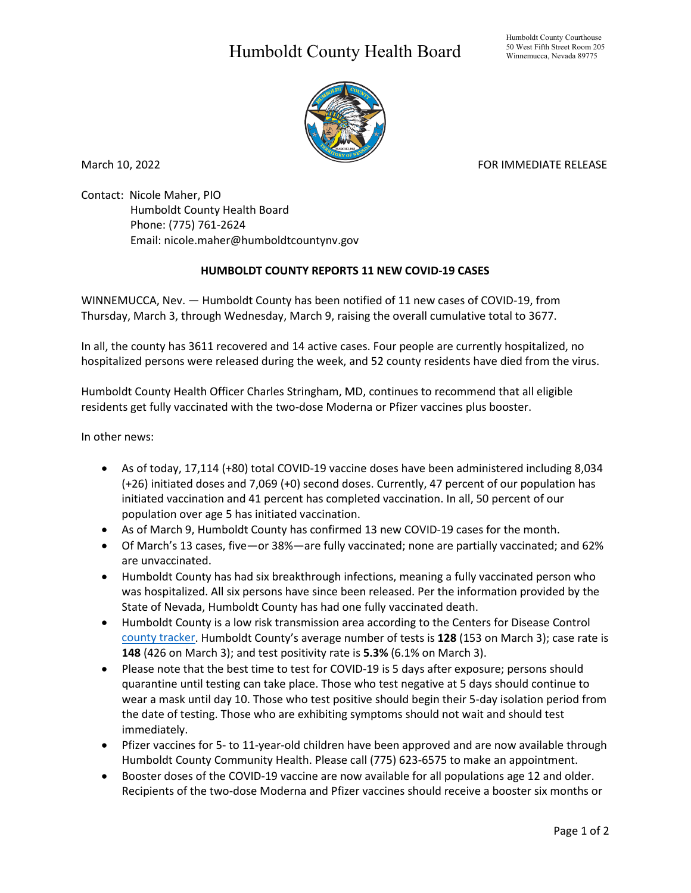# Humboldt County Health Board

Humboldt County Courthouse
50 West Fifth Street Room 205
Winnemucca, Nevada 89775

March 10, 2022

FOR IMMEDIATE RELEASE

Contact: Nicole Maher, PIO
Humboldt County Health Board
Phone: (775) 761-2624
Email: nicole.maher@humboldtcountynv.gov

**HUMBOLDT COUNTY REPORTS 11 NEW COVID-19 CASES**

WINNEMUCCA, Nev. — Humboldt County has been notified of 11 new cases of COVID-19, from Thursday, March 3, through Wednesday, March 9, raising the overall cumulative total to 3677.

In all, the county has 3611 recovered and 14 active cases. Four people are currently hospitalized, no hospitalized persons were released during the week, and 52 county residents have died from the virus.

Humboldt County Health Officer Charles Stringham, MD, continues to recommend that all eligible residents get fully vaccinated with the two-dose Moderna or Pfizer vaccines plus booster.

In other news:

- As of today, 17,114 (+80) total COVID-19 vaccine doses have been administered including 8,034 (+26) initiated doses and 7,069 (+0) second doses. Currently, 47 percent of our population has initiated vaccination and 41 percent has completed vaccination. In all, 50 percent of our population over age 5 has initiated vaccination.
- As of March 9, Humboldt County has confirmed 13 new COVID-19 cases for the month.
- Of March's 13 cases, five—or 38%—are fully vaccinated; none are partially vaccinated; and 62% are unvaccinated.
- Humboldt County has had six breakthrough infections, meaning a fully vaccinated person who was hospitalized. All six persons have since been released. Per the information provided by the State of Nevada, Humboldt County has had one fully vaccinated death.
- Humboldt County is a low risk transmission area according to the Centers for Disease Control county tracker. Humboldt County's average number of tests is **128** (153 on March 3); case rate is **148** (426 on March 3); and test positivity rate is **5.3%** (6.1% on March 3).
- Please note that the best time to test for COVID-19 is 5 days after exposure; persons should quarantine until testing can take place. Those who test negative at 5 days should continue to wear a mask until day 10. Those who test positive should begin their 5-day isolation period from the date of testing. Those who are exhibiting symptoms should not wait and should test immediately.
- Pfizer vaccines for 5- to 11-year-old children have been approved and are now available through Humboldt County Community Health. Please call (775) 623-6575 to make an appointment.
- Booster doses of the COVID-19 vaccine are now available for all populations age 12 and older. Recipients of the two-dose Moderna and Pfizer vaccines should receive a booster six months or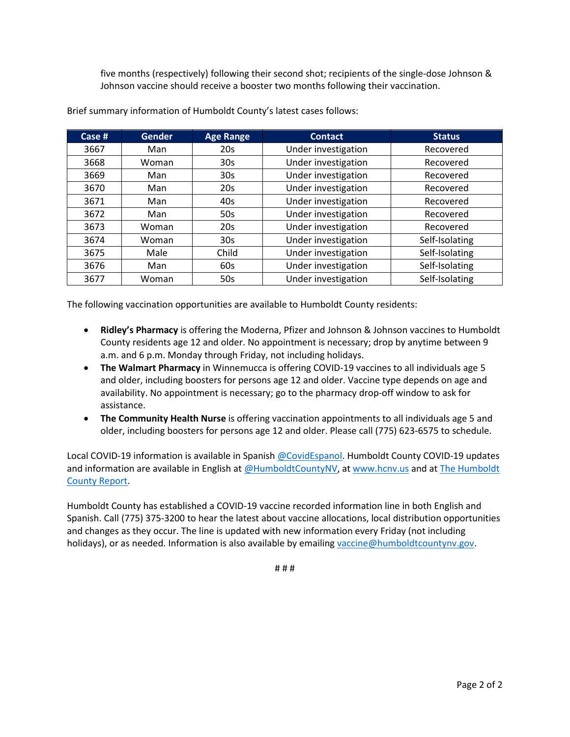five months (respectively) following their second shot; recipients of the single-dose Johnson & Johnson vaccine should receive a booster two months following their vaccination.

Brief summary information of Humboldt County's latest cases follows:

| Case # | Gender | Age Range | Contact | Status |
|---|---|---|---|---|
| 3667 | Man | 20s | Under investigation | Recovered |
| 3668 | Woman | 30s | Under investigation | Recovered |
| 3669 | Man | 30s | Under investigation | Recovered |
| 3670 | Man | 20s | Under investigation | Recovered |
| 3671 | Man | 40s | Under investigation | Recovered |
| 3672 | Man | 50s | Under investigation | Recovered |
| 3673 | Woman | 20s | Under investigation | Recovered |
| 3674 | Woman | 30s | Under investigation | Self-Isolating |
| 3675 | Male | Child | Under investigation | Self-Isolating |
| 3676 | Man | 60s | Under investigation | Self-Isolating |
| 3677 | Woman | 50s | Under investigation | Self-Isolating |

The following vaccination opportunities are available to Humboldt County residents:

- **Ridley's Pharmacy** is offering the Moderna, Pfizer and Johnson & Johnson vaccines to Humboldt County residents age 12 and older. No appointment is necessary; drop by anytime between 9 a.m. and 6 p.m. Monday through Friday, not including holidays.
- **The Walmart Pharmacy** in Winnemucca is offering COVID-19 vaccines to all individuals age 5 and older, including boosters for persons age 12 and older. Vaccine type depends on age and availability. No appointment is necessary; go to the pharmacy drop-off window to ask for assistance.
- **The Community Health Nurse** is offering vaccination appointments to all individuals age 5 and older, including boosters for persons age 12 and older. Please call (775) 623-6575 to schedule.

Local COVID-19 information is available in Spanish @CovidEspanol. Humboldt County COVID-19 updates and information are available in English at @HumboldtCountyNV, at www.hcnv.us and at The Humboldt County Report.

Humboldt County has established a COVID-19 vaccine recorded information line in both English and Spanish. Call (775) 375-3200 to hear the latest about vaccine allocations, local distribution opportunities and changes as they occur. The line is updated with new information every Friday (not including holidays), or as needed. Information is also available by emailing vaccine@humboldtcountynv.gov.

# # #